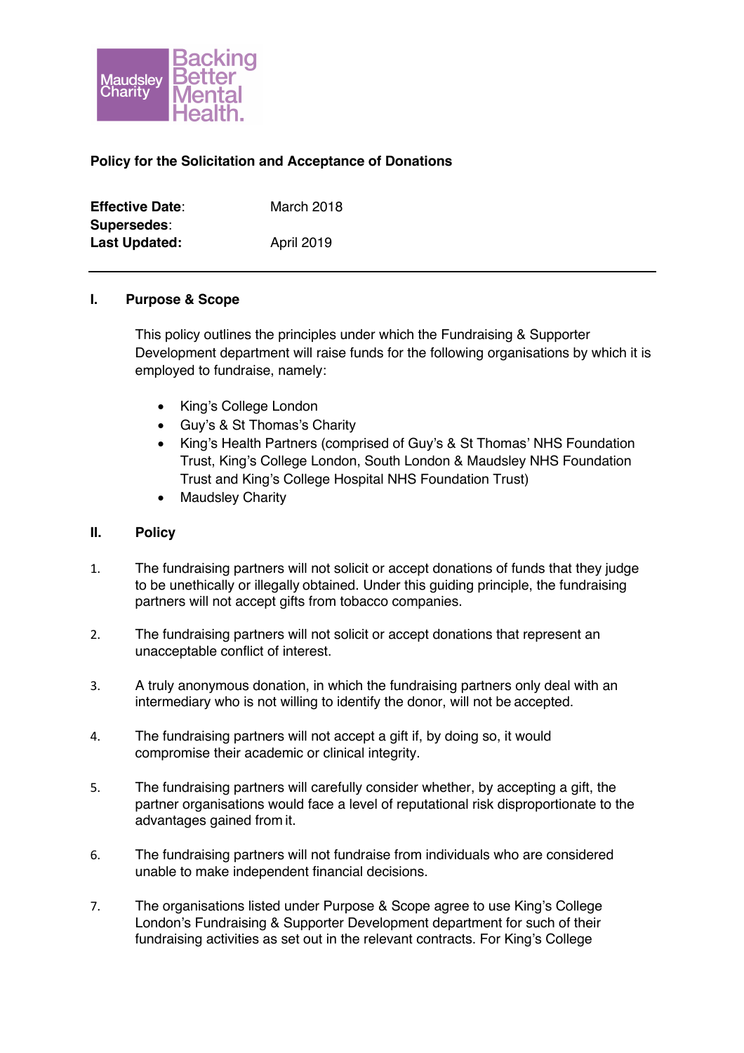Maudsley Charity Backing Better Mental Health.

**Policy for the Solicitation and Acceptance of Donations**

| | |
|---|---|
| **Effective Date**: | March 2018 |
| **Supersedes**: | |
| **Last Updated:** | April 2019 |

---

## I. Purpose & Scope

This policy outlines the principles under which the Fundraising & Supporter Development department will raise funds for the following organisations by which it is employed to fundraise, namely:

- King's College London
- Guy's & St Thomas's Charity
- King's Health Partners (comprised of Guy's & St Thomas' NHS Foundation Trust, King's College London, South London & Maudsley NHS Foundation Trust and King's College Hospital NHS Foundation Trust)
- Maudsley Charity

## II. Policy

1. The fundraising partners will not solicit or accept donations of funds that they judge to be unethically or illegally obtained. Under this guiding principle, the fundraising partners will not accept gifts from tobacco companies.

2. The fundraising partners will not solicit or accept donations that represent an unacceptable conflict of interest.

3. A truly anonymous donation, in which the fundraising partners only deal with an intermediary who is not willing to identify the donor, will not be accepted.

4. The fundraising partners will not accept a gift if, by doing so, it would compromise their academic or clinical integrity.

5. The fundraising partners will carefully consider whether, by accepting a gift, the partner organisations would face a level of reputational risk disproportionate to the advantages gained from it.

6. The fundraising partners will not fundraise from individuals who are considered unable to make independent financial decisions.

7. The organisations listed under Purpose & Scope agree to use King's College London's Fundraising & Supporter Development department for such of their fundraising activities as set out in the relevant contracts. For King's College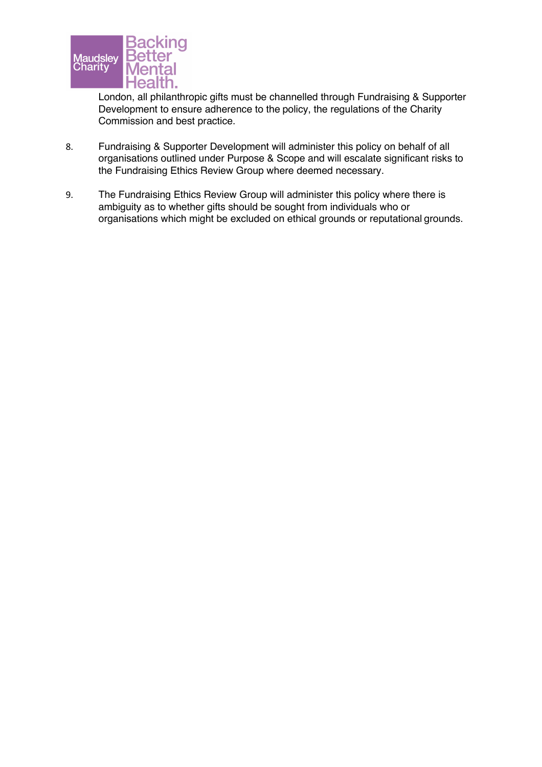London, all philanthropic gifts must be channelled through Fundraising & Supporter Development to ensure adherence to the policy, the regulations of the Charity Commission and best practice.

8. Fundraising & Supporter Development will administer this policy on behalf of all organisations outlined under Purpose & Scope and will escalate significant risks to the Fundraising Ethics Review Group where deemed necessary.

9. The Fundraising Ethics Review Group will administer this policy where there is ambiguity as to whether gifts should be sought from individuals who or organisations which might be excluded on ethical grounds or reputational grounds.